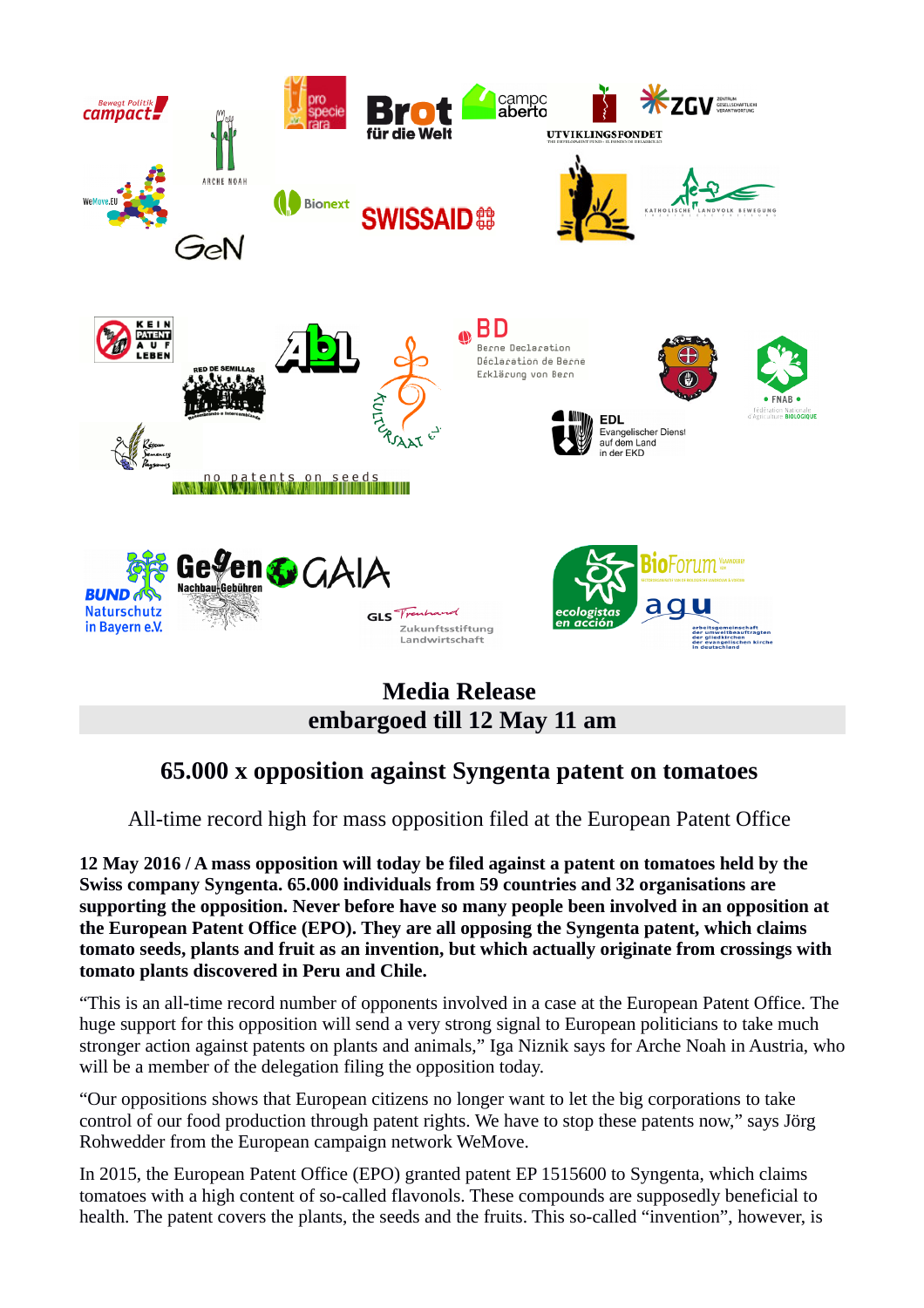**Media Release**
**embargoed till 12 May 11 am**

# 65.000 x opposition against Syngenta patent on tomatoes

All-time record high for mass opposition filed at the European Patent Office

**12 May 2016 / A mass opposition will today be filed against a patent on tomatoes held by the Swiss company Syngenta. 65.000 individuals from 59 countries and 32 organisations are supporting the opposition. Never before have so many people been involved in an opposition at the European Patent Office (EPO). They are all opposing the Syngenta patent, which claims tomato seeds, plants and fruit as an invention, but which actually originate from crossings with tomato plants discovered in Peru and Chile.**

“This is an all-time record number of opponents involved in a case at the European Patent Office. The huge support for this opposition will send a very strong signal to European politicians to take much stronger action against patents on plants and animals,” Iga Niznik says for Arche Noah in Austria, who will be a member of the delegation filing the opposition today.

“Our oppositions shows that European citizens no longer want to let the big corporations to take control of our food production through patent rights. We have to stop these patents now,” says Jörg Rohwedder from the European campaign network WeMove.

In 2015, the European Patent Office (EPO) granted patent EP 1515600 to Syngenta, which claims tomatoes with a high content of so-called flavonols. These compounds are supposedly beneficial to health. The patent covers the plants, the seeds and the fruits. This so-called “invention”, however, is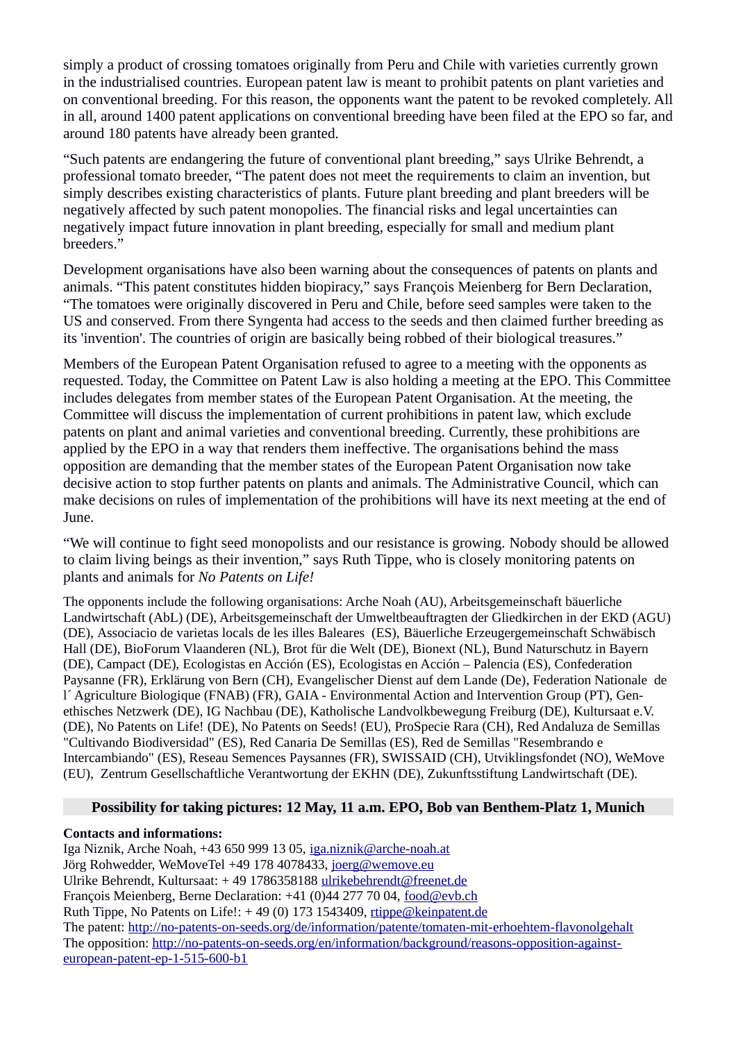simply a product of crossing tomatoes originally from Peru and Chile with varieties currently grown in the industrialised countries. European patent law is meant to prohibit patents on plant varieties and on conventional breeding. For this reason, the opponents want the patent to be revoked completely. All in all, around 1400 patent applications on conventional breeding have been filed at the EPO so far, and around 180 patents have already been granted.

“Such patents are endangering the future of conventional plant breeding,” says Ulrike Behrendt, a professional tomato breeder, “The patent does not meet the requirements to claim an invention, but simply describes existing characteristics of plants. Future plant breeding and plant breeders will be negatively affected by such patent monopolies. The financial risks and legal uncertainties can negatively impact future innovation in plant breeding, especially for small and medium plant breeders.”

Development organisations have also been warning about the consequences of patents on plants and animals. “This patent constitutes hidden biopiracy,” says François Meienberg for Bern Declaration, “The tomatoes were originally discovered in Peru and Chile, before seed samples were taken to the US and conserved. From there Syngenta had access to the seeds and then claimed further breeding as its 'invention'. The countries of origin are basically being robbed of their biological treasures.”

Members of the European Patent Organisation refused to agree to a meeting with the opponents as requested. Today, the Committee on Patent Law is also holding a meeting at the EPO. This Committee includes delegates from member states of the European Patent Organisation. At the meeting, the Committee will discuss the implementation of current prohibitions in patent law, which exclude patents on plant and animal varieties and conventional breeding. Currently, these prohibitions are applied by the EPO in a way that renders them ineffective. The organisations behind the mass opposition are demanding that the member states of the European Patent Organisation now take decisive action to stop further patents on plants and animals. The Administrative Council, which can make decisions on rules of implementation of the prohibitions will have its next meeting at the end of June.

“We will continue to fight seed monopolists and our resistance is growing. Nobody should be allowed to claim living beings as their invention,” says Ruth Tippe, who is closely monitoring patents on plants and animals for *No Patents on Life!*

The opponents include the following organisations: Arche Noah (AU), Arbeitsgemeinschaft bäuerliche Landwirtschaft (AbL) (DE), Arbeitsgemeinschaft der Umweltbeauftragten der Gliedkirchen in der EKD (AGU) (DE), Associacio de varietas locals de les illes Baleares (ES), Bäuerliche Erzeugergemeinschaft Schwäbisch Hall (DE), BioForum Vlaanderen (NL), Brot für die Welt (DE), Bionext (NL), Bund Naturschutz in Bayern (DE), Campact (DE), Ecologistas en Acción (ES), Ecologistas en Acción – Palencia (ES), Confederation Paysanne (FR), Erklärung von Bern (CH), Evangelischer Dienst auf dem Lande (De), Federation Nationale de l´ Agriculture Biologique (FNAB) (FR), GAIA - Environmental Action and Intervention Group (PT), Gen-ethisches Netzwerk (DE), IG Nachbau (DE), Katholische Landvolkbewegung Freiburg (DE), Kultursaat e.V. (DE), No Patents on Life! (DE), No Patents on Seeds! (EU), ProSpecie Rara (CH), Red Andaluza de Semillas "Cultivando Biodiversidad" (ES), Red Canaria De Semillas (ES), Red de Semillas "Resembrando e Intercambiando" (ES), Reseau Semences Paysannes (FR), SWISSAID (CH), Utviklingsfondet (NO), WeMove (EU), Zentrum Gesellschaftliche Verantwortung der EKHN (DE), Zukunftsstiftung Landwirtschaft (DE).

**Possibility for taking pictures: 12 May, 11 a.m. EPO, Bob van Benthem-Platz 1, Munich**

**Contacts and informations:**
Iga Niznik, Arche Noah, +43 650 999 13 05, iga.niznik@arche-noah.at
Jörg Rohwedder, WeMoveTel +49 178 4078433, joerg@wemove.eu
Ulrike Behrendt, Kultursaat: + 49 1786358188 ulrikebehrendt@freenet.de
François Meienberg, Berne Declaration: +41 (0)44 277 70 04, food@evb.ch
Ruth Tippe, No Patents on Life!: + 49 (0) 173 1543409, rtippe@keinpatent.de
The patent: http://no-patents-on-seeds.org/de/information/patente/tomaten-mit-erhoehtem-flavonolgehalt
The opposition: http://no-patents-on-seeds.org/en/information/background/reasons-opposition-against-european-patent-ep-1-515-600-b1